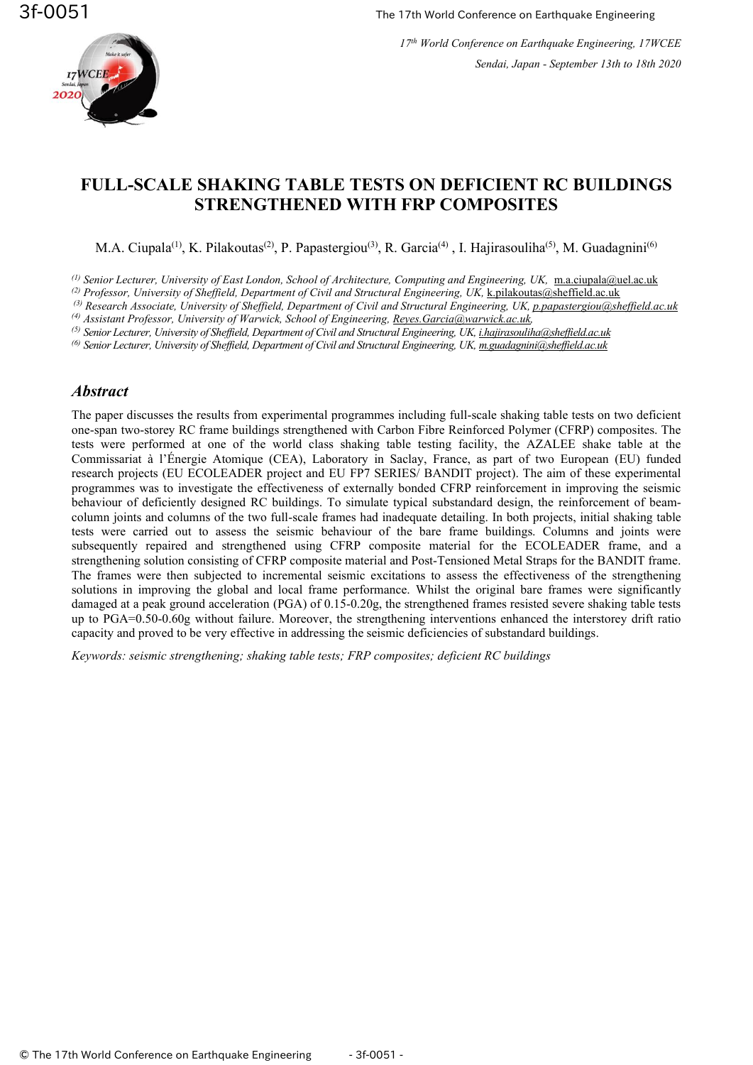# FULL-SCALE SHAKING TABLE TESTS ON DEFICIENT RC BUILDINGS STRENGTHENED WITH FRP COMPOSITES

M.A. Ciupala[(1)], K. Pilakoutas[(2)], P. Papastergiou[(3)], R. Garcia[(4)] , I. Hajirasouliha[(5)], M. Guadagnini[(6)]

[(1)] *Senior Lecturer, University of East London, School of Architecture, Computing and Engineering, UK,* m.a.ciupala@uel.ac.uk
[(2)] *Professor, University of Sheffield, Department of Civil and Structural Engineering, UK,* k.pilakoutas@sheffield.ac.uk
[(3)] *Research Associate, University of Sheffield, Department of Civil and Structural Engineering, UK,* p.papastergiou@sheffield.ac.uk
[(4)] *Assistant Professor, University of Warwick, School of Engineering,* Reyes.Garcia@warwick.ac.uk,
[(5)] *Senior Lecturer, University of Sheffield, Department of Civil and Structural Engineering, UK,* i.hajirasouliha@sheffield.ac.uk
[(6)] *Senior Lecturer, University of Sheffield, Department of Civil and Structural Engineering, UK,* m.guadagnini@sheffield.ac.uk

## *Abstract*

The paper discusses the results from experimental programmes including full-scale shaking table tests on two deficient one-span two-storey RC frame buildings strengthened with Carbon Fibre Reinforced Polymer (CFRP) composites. The tests were performed at one of the world class shaking table testing facility, the AZALEE shake table at the Commissariat à l'Énergie Atomique (CEA), Laboratory in Saclay, France, as part of two European (EU) funded research projects (EU ECOLEADER project and EU FP7 SERIES/ BANDIT project). The aim of these experimental programmes was to investigate the effectiveness of externally bonded CFRP reinforcement in improving the seismic behaviour of deficiently designed RC buildings. To simulate typical substandard design, the reinforcement of beam-column joints and columns of the two full-scale frames had inadequate detailing. In both projects, initial shaking table tests were carried out to assess the seismic behaviour of the bare frame buildings. Columns and joints were subsequently repaired and strengthened using CFRP composite material for the ECOLEADER frame, and a strengthening solution consisting of CFRP composite material and Post-Tensioned Metal Straps for the BANDIT frame. The frames were then subjected to incremental seismic excitations to assess the effectiveness of the strengthening solutions in improving the global and local frame performance. Whilst the original bare frames were significantly damaged at a peak ground acceleration (PGA) of 0.15-0.20g, the strengthened frames resisted severe shaking table tests up to PGA=0.50-0.60g without failure. Moreover, the strengthening interventions enhanced the interstorey drift ratio capacity and proved to be very effective in addressing the seismic deficiencies of substandard buildings.

*Keywords: seismic strengthening; shaking table tests; FRP composites; deficient RC buildings*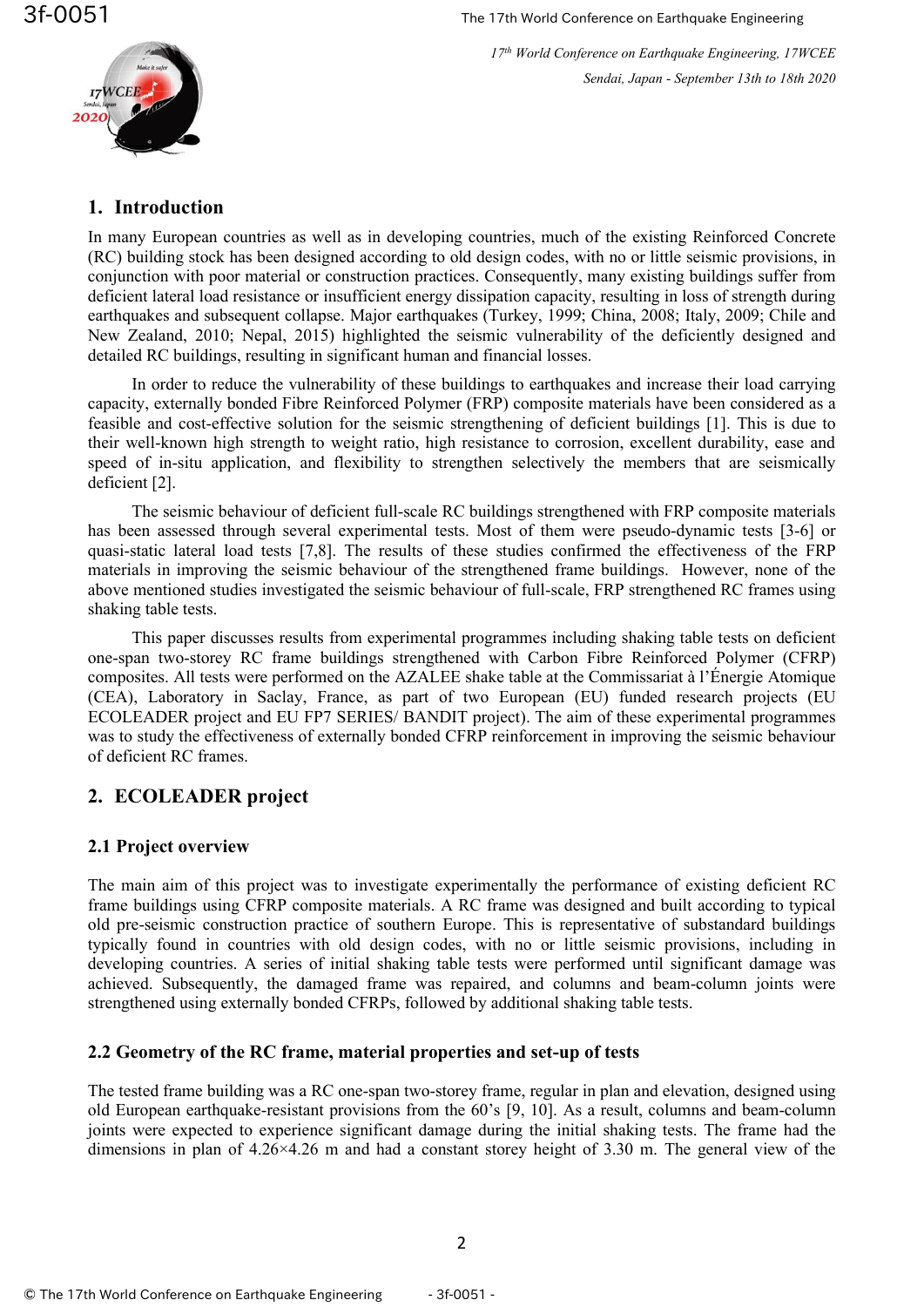## 1. Introduction

In many European countries as well as in developing countries, much of the existing Reinforced Concrete (RC) building stock has been designed according to old design codes, with no or little seismic provisions, in conjunction with poor material or construction practices. Consequently, many existing buildings suffer from deficient lateral load resistance or insufficient energy dissipation capacity, resulting in loss of strength during earthquakes and subsequent collapse. Major earthquakes (Turkey, 1999; China, 2008; Italy, 2009; Chile and New Zealand, 2010; Nepal, 2015) highlighted the seismic vulnerability of the deficiently designed and detailed RC buildings, resulting in significant human and financial losses.

In order to reduce the vulnerability of these buildings to earthquakes and increase their load carrying capacity, externally bonded Fibre Reinforced Polymer (FRP) composite materials have been considered as a feasible and cost-effective solution for the seismic strengthening of deficient buildings [1]. This is due to their well-known high strength to weight ratio, high resistance to corrosion, excellent durability, ease and speed of in-situ application, and flexibility to strengthen selectively the members that are seismically deficient [2].

The seismic behaviour of deficient full-scale RC buildings strengthened with FRP composite materials has been assessed through several experimental tests. Most of them were pseudo-dynamic tests [3-6] or quasi-static lateral load tests [7,8]. The results of these studies confirmed the effectiveness of the FRP materials in improving the seismic behaviour of the strengthened frame buildings. However, none of the above mentioned studies investigated the seismic behaviour of full-scale, FRP strengthened RC frames using shaking table tests.

This paper discusses results from experimental programmes including shaking table tests on deficient one-span two-storey RC frame buildings strengthened with Carbon Fibre Reinforced Polymer (CFRP) composites. All tests were performed on the AZALEE shake table at the Commissariat à l'Énergie Atomique (CEA), Laboratory in Saclay, France, as part of two European (EU) funded research projects (EU ECOLEADER project and EU FP7 SERIES/ BANDIT project). The aim of these experimental programmes was to study the effectiveness of externally bonded CFRP reinforcement in improving the seismic behaviour of deficient RC frames.

## 2. ECOLEADER project

### 2.1 Project overview

The main aim of this project was to investigate experimentally the performance of existing deficient RC frame buildings using CFRP composite materials. A RC frame was designed and built according to typical old pre-seismic construction practice of southern Europe. This is representative of substandard buildings typically found in countries with old design codes, with no or little seismic provisions, including in developing countries. A series of initial shaking table tests were performed until significant damage was achieved. Subsequently, the damaged frame was repaired, and columns and beam-column joints were strengthened using externally bonded CFRPs, followed by additional shaking table tests.

### 2.2 Geometry of the RC frame, material properties and set-up of tests

The tested frame building was a RC one-span two-storey frame, regular in plan and elevation, designed using old European earthquake-resistant provisions from the 60's [9, 10]. As a result, columns and beam-column joints were expected to experience significant damage during the initial shaking tests. The frame had the dimensions in plan of 4.26×4.26 m and had a constant storey height of 3.30 m. The general view of the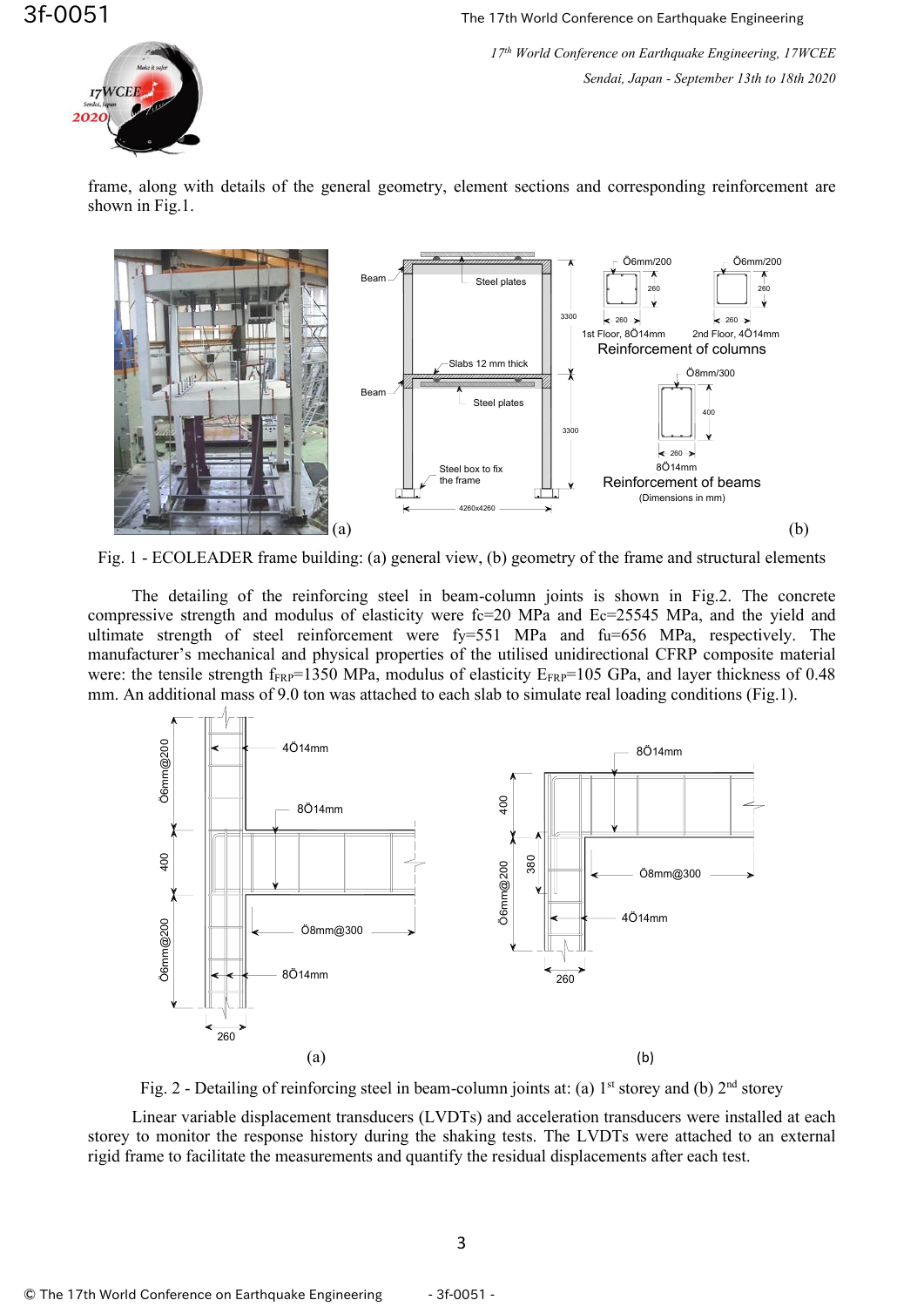frame, along with details of the general geometry, element sections and corresponding reinforcement are shown in Fig.1.

Fig. 1 - ECOLEADER frame building: (a) general view, (b) geometry of the frame and structural elements

The detailing of the reinforcing steel in beam-column joints is shown in Fig.2. The concrete compressive strength and modulus of elasticity were fc=20 MPa and Ec=25545 MPa, and the yield and ultimate strength of steel reinforcement were fy=551 MPa and fu=656 MPa, respectively. The manufacturer's mechanical and physical properties of the utilised unidirectional CFRP composite material were: the tensile strength $f_{FRP}$=1350 MPa, modulus of elasticity $E_{FRP}$=105 GPa, and layer thickness of 0.48 mm. An additional mass of 9.0 ton was attached to each slab to simulate real loading conditions (Fig.1).

Fig. 2 - Detailing of reinforcing steel in beam-column joints at: (a) 1st storey and (b) 2nd storey

Linear variable displacement transducers (LVDTs) and acceleration transducers were installed at each storey to monitor the response history during the shaking tests. The LVDTs were attached to an external rigid frame to facilitate the measurements and quantify the residual displacements after each test.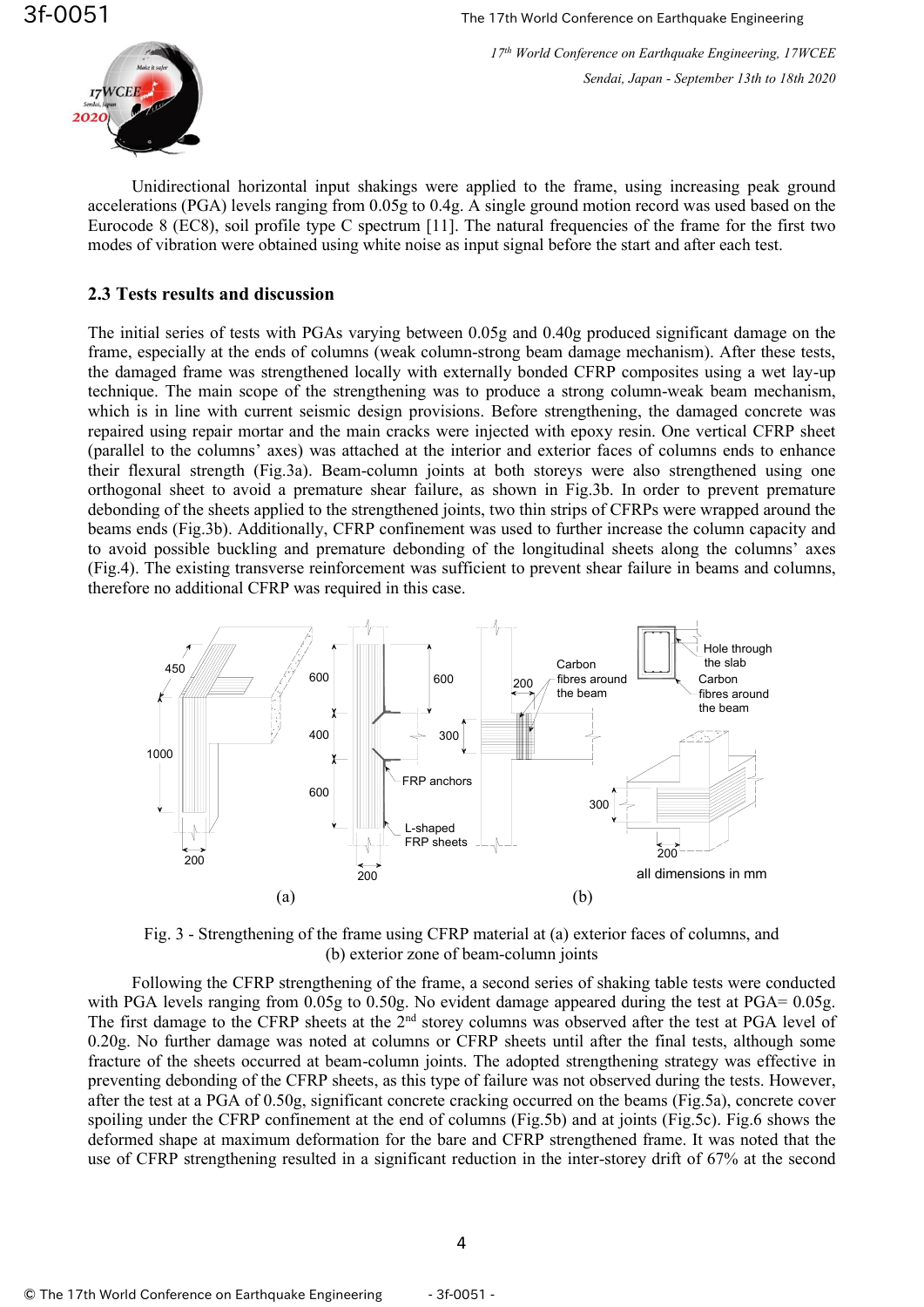Unidirectional horizontal input shakings were applied to the frame, using increasing peak ground accelerations (PGA) levels ranging from 0.05g to 0.4g. A single ground motion record was used based on the Eurocode 8 (EC8), soil profile type C spectrum [11]. The natural frequencies of the frame for the first two modes of vibration were obtained using white noise as input signal before the start and after each test.

### 2.3 Tests results and discussion

The initial series of tests with PGAs varying between 0.05g and 0.40g produced significant damage on the frame, especially at the ends of columns (weak column-strong beam damage mechanism). After these tests, the damaged frame was strengthened locally with externally bonded CFRP composites using a wet lay-up technique. The main scope of the strengthening was to produce a strong column-weak beam mechanism, which is in line with current seismic design provisions. Before strengthening, the damaged concrete was repaired using repair mortar and the main cracks were injected with epoxy resin. One vertical CFRP sheet (parallel to the columns' axes) was attached at the interior and exterior faces of columns ends to enhance their flexural strength (Fig.3a). Beam-column joints at both storeys were also strengthened using one orthogonal sheet to avoid a premature shear failure, as shown in Fig.3b. In order to prevent premature debonding of the sheets applied to the strengthened joints, two thin strips of CFRPs were wrapped around the beams ends (Fig.3b). Additionally, CFRP confinement was used to further increase the column capacity and to avoid possible buckling and premature debonding of the longitudinal sheets along the columns' axes (Fig.4). The existing transverse reinforcement was sufficient to prevent shear failure in beams and columns, therefore no additional CFRP was required in this case.

Fig. 3 - Strengthening of the frame using CFRP material at (a) exterior faces of columns, and (b) exterior zone of beam-column joints

Following the CFRP strengthening of the frame, a second series of shaking table tests were conducted with PGA levels ranging from 0.05g to 0.50g. No evident damage appeared during the test at PGA= 0.05g. The first damage to the CFRP sheets at the 2nd storey columns was observed after the test at PGA level of 0.20g. No further damage was noted at columns or CFRP sheets until after the final tests, although some fracture of the sheets occurred at beam-column joints. The adopted strengthening strategy was effective in preventing debonding of the CFRP sheets, as this type of failure was not observed during the tests. However, after the test at a PGA of 0.50g, significant concrete cracking occurred on the beams (Fig.5a), concrete cover spoiling under the CFRP confinement at the end of columns (Fig.5b) and at joints (Fig.5c). Fig.6 shows the deformed shape at maximum deformation for the bare and CFRP strengthened frame. It was noted that the use of CFRP strengthening resulted in a significant reduction in the inter-storey drift of 67% at the second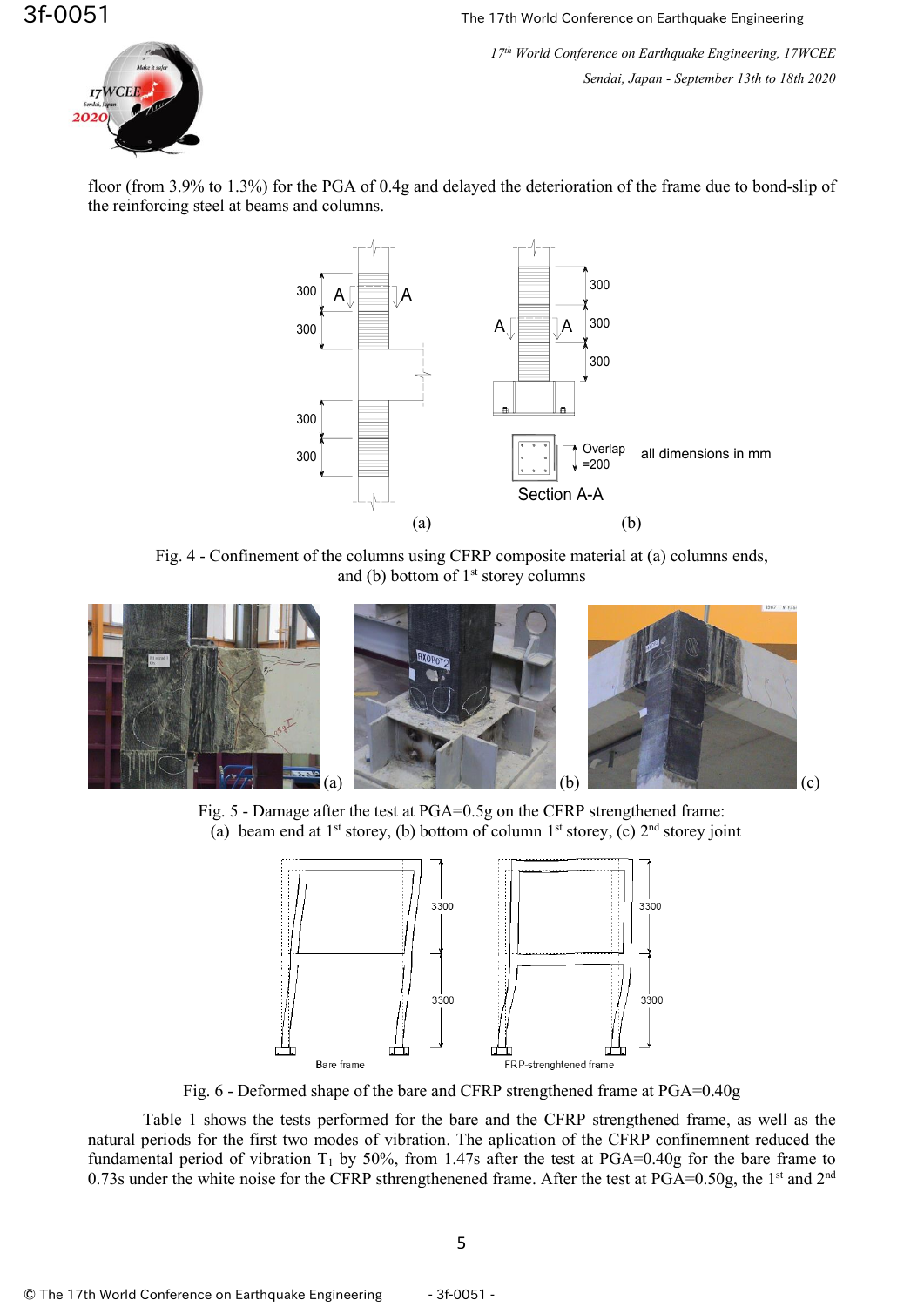floor (from 3.9% to 1.3%) for the PGA of 0.4g and delayed the deterioration of the frame due to bond-slip of the reinforcing steel at beams and columns.

Fig. 4 - Confinement of the columns using CFRP composite material at (a) columns ends, and (b) bottom of 1st storey columns

Fig. 5 - Damage after the test at PGA=0.5g on the CFRP strengthened frame: (a) beam end at 1st storey, (b) bottom of column 1st storey, (c) 2nd storey joint

Fig. 6 - Deformed shape of the bare and CFRP strengthened frame at PGA=0.40g

Table 1 shows the tests performed for the bare and the CFRP strengthened frame, as well as the natural periods for the first two modes of vibration. The aplication of the CFRP confinemnent reduced the fundamental period of vibration $T_1$ by 50%, from 1.47s after the test at PGA=0.40g for the bare frame to 0.73s under the white noise for the CFRP sthrengthenened frame. After the test at PGA=0.50g, the 1st and 2nd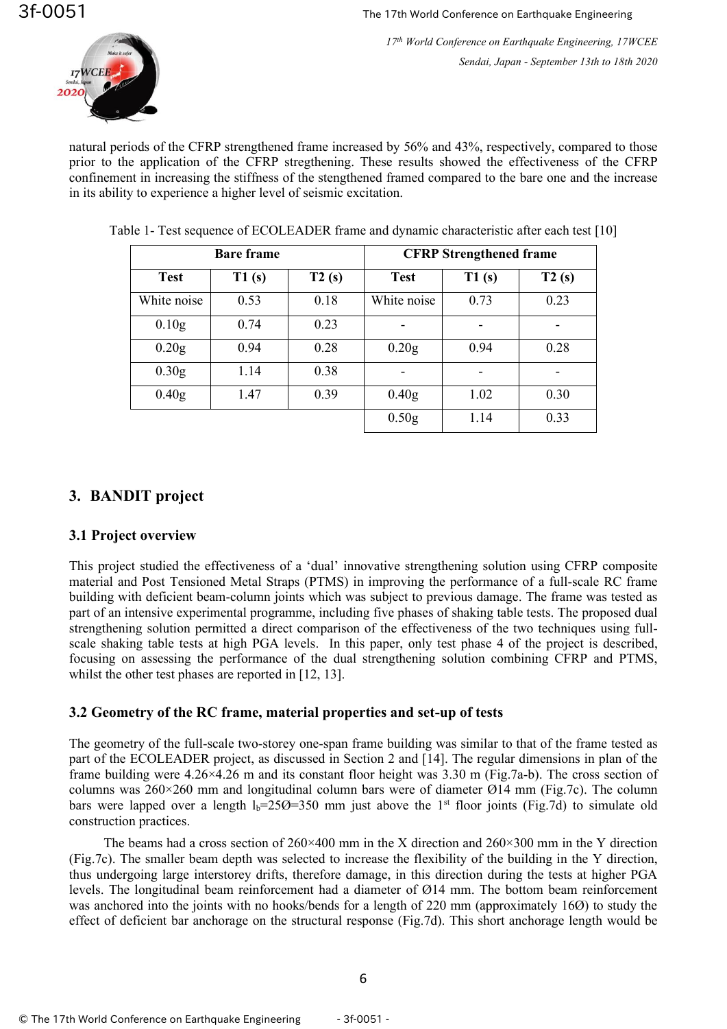natural periods of the CFRP strengthened frame increased by 56% and 43%, respectively, compared to those prior to the application of the CFRP stregthening. These results showed the effectiveness of the CFRP confinement in increasing the stiffness of the stenghtened framed compared to the bare one and the increase in its ability to experience a higher level of seismic excitation.

Table 1- Test sequence of ECOLEADER frame and dynamic characteristic after each test [10]

| Bare frame | | | CFRP Strengthened frame | | |
|---|---|---|---|---|---|
| **Test** | **T1 (s)** | **T2 (s)** | **Test** | **T1 (s)** | **T2 (s)** |
| White noise | 0.53 | 0.18 | White noise | 0.73 | 0.23 |
| 0.10g | 0.74 | 0.23 | - | - | - |
| 0.20g | 0.94 | 0.28 | 0.20g | 0.94 | 0.28 |
| 0.30g | 1.14 | 0.38 | - | - | - |
| 0.40g | 1.47 | 0.39 | 0.40g | 1.02 | 0.30 |
| | | | 0.50g | 1.14 | 0.33 |

## 3. BANDIT project

### 3.1 Project overview

This project studied the effectiveness of a 'dual' innovative strengthening solution using CFRP composite material and Post Tensioned Metal Straps (PTMS) in improving the performance of a full-scale RC frame building with deficient beam-column joints which was subject to previous damage. The frame was tested as part of an intensive experimental programme, including five phases of shaking table tests. The proposed dual strengthening solution permitted a direct comparison of the effectiveness of the two techniques using full-scale shaking table tests at high PGA levels. In this paper, only test phase 4 of the project is described, focusing on assessing the performance of the dual strengthening solution combining CFRP and PTMS, whilst the other test phases are reported in [12, 13].

### 3.2 Geometry of the RC frame, material properties and set-up of tests

The geometry of the full-scale two-storey one-span frame building was similar to that of the frame tested as part of the ECOLEADER project, as discussed in Section 2 and [14]. The regular dimensions in plan of the frame building were 4.26×4.26 m and its constant floor height was 3.30 m (Fig.7a-b). The cross section of columns was 260×260 mm and longitudinal column bars were of diameter Ø14 mm (Fig.7c). The column bars were lapped over a length $l_b$=25Ø=350 mm just above the 1st floor joints (Fig.7d) to simulate old construction practices.

The beams had a cross section of 260×400 mm in the X direction and 260×300 mm in the Y direction (Fig.7c). The smaller beam depth was selected to increase the flexibility of the building in the Y direction, thus undergoing large interstorey drifts, therefore damage, in this direction during the tests at higher PGA levels. The longitudinal beam reinforcement had a diameter of Ø14 mm. The bottom beam reinforcement was anchored into the joints with no hooks/bends for a length of 220 mm (approximately 16Ø) to study the effect of deficient bar anchorage on the structural response (Fig.7d). This short anchorage length would be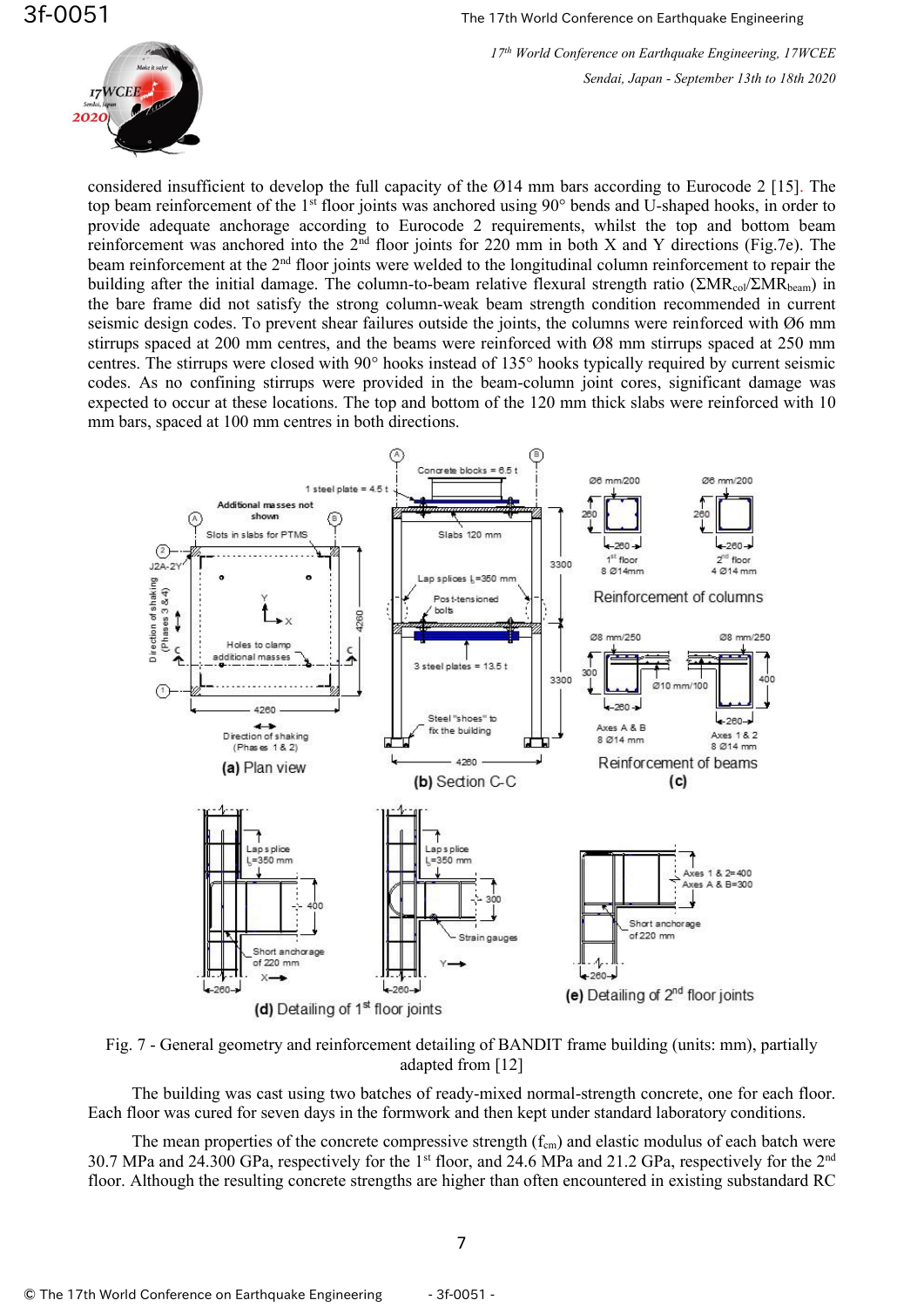considered insufficient to develop the full capacity of the Ø14 mm bars according to Eurocode 2 [15]. The top beam reinforcement of the 1st floor joints was anchored using 90° bends and U-shaped hooks, in order to provide adequate anchorage according to Eurocode 2 requirements, whilst the top and bottom beam reinforcement was anchored into the 2nd floor joints for 220 mm in both X and Y directions (Fig.7e). The beam reinforcement at the 2nd floor joints were welded to the longitudinal column reinforcement to repair the building after the initial damage. The column-to-beam relative flexural strength ratio ($\Sigma MR_{col}/\Sigma MR_{beam}$) in the bare frame did not satisfy the strong column-weak beam strength condition recommended in current seismic design codes. To prevent shear failures outside the joints, the columns were reinforced with Ø6 mm stirrups spaced at 200 mm centres, and the beams were reinforced with Ø8 mm stirrups spaced at 250 mm centres. The stirrups were closed with 90° hooks instead of 135° hooks typically required by current seismic codes. As no confining stirrups were provided in the beam-column joint cores, significant damage was expected to occur at these locations. The top and bottom of the 120 mm thick slabs were reinforced with 10 mm bars, spaced at 100 mm centres in both directions.

Fig. 7 - General geometry and reinforcement detailing of BANDIT frame building (units: mm), partially adapted from [12]

The building was cast using two batches of ready-mixed normal-strength concrete, one for each floor. Each floor was cured for seven days in the formwork and then kept under standard laboratory conditions.

The mean properties of the concrete compressive strength ($f_{cm}$) and elastic modulus of each batch were 30.7 MPa and 24.300 GPa, respectively for the 1st floor, and 24.6 MPa and 21.2 GPa, respectively for the 2nd floor. Although the resulting concrete strengths are higher than often encountered in existing substandard RC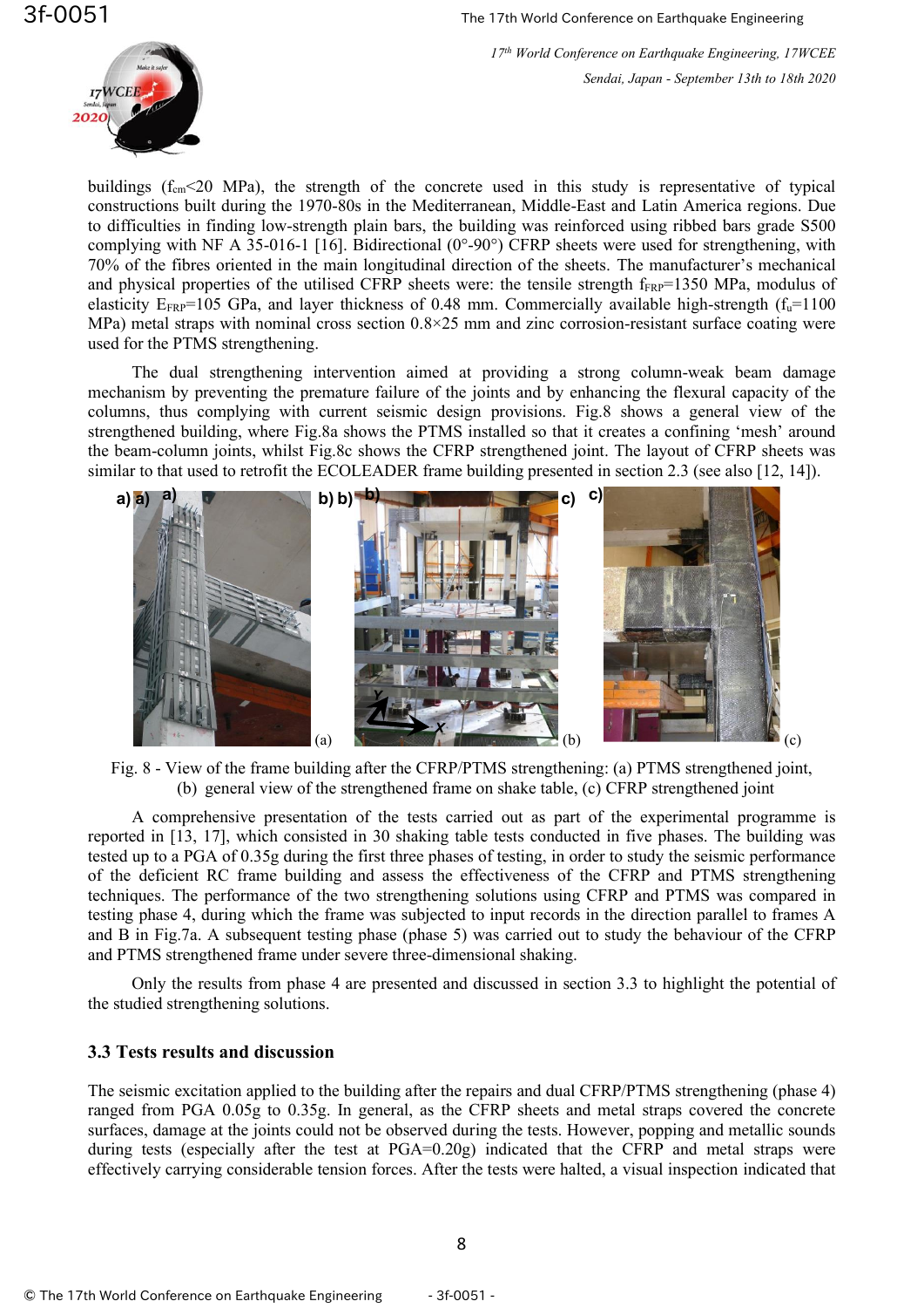buildings ($f_{cm}$<20 MPa), the strength of the concrete used in this study is representative of typical constructions built during the 1970-80s in the Mediterranean, Middle-East and Latin America regions. Due to difficulties in finding low-strength plain bars, the building was reinforced using ribbed bars grade S500 complying with NF A 35-016-1 [16]. Bidirectional (0°-90°) CFRP sheets were used for strengthening, with 70% of the fibres oriented in the main longitudinal direction of the sheets. The manufacturer's mechanical and physical properties of the utilised CFRP sheets were: the tensile strength $f_{FRP}$=1350 MPa, modulus of elasticity $E_{FRP}$=105 GPa, and layer thickness of 0.48 mm. Commercially available high-strength ($f_u$=1100 MPa) metal straps with nominal cross section 0.8×25 mm and zinc corrosion-resistant surface coating were used for the PTMS strengthening.

The dual strengthening intervention aimed at providing a strong column-weak beam damage mechanism by preventing the premature failure of the joints and by enhancing the flexural capacity of the columns, thus complying with current seismic design provisions. Fig.8 shows a general view of the strengthened building, where Fig.8a shows the PTMS installed so that it creates a confining 'mesh' around the beam-column joints, whilst Fig.8c shows the CFRP strengthened joint. The layout of CFRP sheets was similar to that used to retrofit the ECOLEADER frame building presented in section 2.3 (see also [12, 14]).

Fig. 8 - View of the frame building after the CFRP/PTMS strengthening: (a) PTMS strengthened joint, (b) general view of the strengthened frame on shake table, (c) CFRP strengthened joint

A comprehensive presentation of the tests carried out as part of the experimental programme is reported in [13, 17], which consisted in 30 shaking table tests conducted in five phases. The building was tested up to a PGA of 0.35g during the first three phases of testing, in order to study the seismic performance of the deficient RC frame building and assess the effectiveness of the CFRP and PTMS strengthening techniques. The performance of the two strengthening solutions using CFRP and PTMS was compared in testing phase 4, during which the frame was subjected to input records in the direction parallel to frames A and B in Fig.7a. A subsequent testing phase (phase 5) was carried out to study the behaviour of the CFRP and PTMS strengthened frame under severe three-dimensional shaking.

Only the results from phase 4 are presented and discussed in section 3.3 to highlight the potential of the studied strengthening solutions.

### 3.3 Tests results and discussion

The seismic excitation applied to the building after the repairs and dual CFRP/PTMS strengthening (phase 4) ranged from PGA 0.05g to 0.35g. In general, as the CFRP sheets and metal straps covered the concrete surfaces, damage at the joints could not be observed during the tests. However, popping and metallic sounds during tests (especially after the test at PGA=0.20g) indicated that the CFRP and metal straps were effectively carrying considerable tension forces. After the tests were halted, a visual inspection indicated that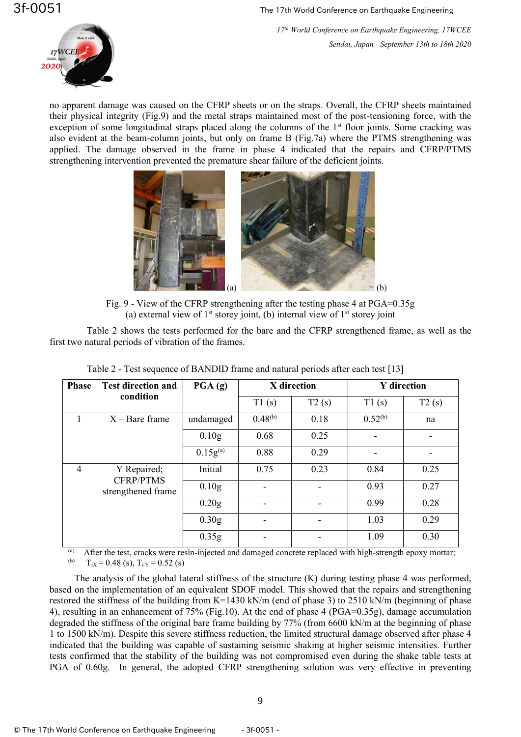no apparent damage was caused on the CFRP sheets or on the straps. Overall, the CFRP sheets maintained their physical integrity (Fig.9) and the metal straps maintained most of the post-tensioning force, with the exception of some longitudinal straps placed along the columns of the 1st floor joints. Some cracking was also evident at the beam-column joints, but only on frame B (Fig.7a) where the PTMS strengthening was applied. The damage observed in the frame in phase 4 indicated that the repairs and CFRP/PTMS strengthening intervention prevented the premature shear failure of the deficient joints.

(a) (b)

Fig. 9 - View of the CFRP strengthening after the testing phase 4 at PGA=0.35g
(a) external view of 1st storey joint, (b) internal view of 1st storey joint

Table 2 shows the tests performed for the bare and the CFRP strengthened frame, as well as the first two natural periods of vibration of the frames.

Table 2 - Test sequence of BANDID frame and natural periods after each test [13]

| Phase | Test direction and condition | PGA (g) | X direction | | Y direction | |
|---|---|---|---|---|---|---|
| | | | T1 (s) | T2 (s) | T1 (s) | T2 (s) |
| 1 | X – Bare frame | undamaged | 0.48[(b)] | 0.18 | 0.52[(b)] | na |
| | | 0.10g | 0.68 | 0.25 | - | - |
| | | 0.15g[(a)] | 0.88 | 0.29 | - | - |
| 4 | Y Repaired; CFRP/PTMS strengthened frame | Initial | 0.75 | 0.23 | 0.84 | 0.25 |
| | | 0.10g | - | - | 0.93 | 0.27 |
| | | 0.20g | - | - | 0.99 | 0.28 |
| | | 0.30g | - | - | 1.03 | 0.29 |
| | | 0.35g | - | - | 1.09 | 0.30 |

[(a)] After the test, cracks were resin-injected and damaged concrete replaced with high-strength epoxy mortar;
[(b)] $T_{iX}$ = 0.48 (s), $T_{iY}$ = 0.52 (s)

The analysis of the global lateral stiffness of the structure (K) during testing phase 4 was performed, based on the implementation of an equivalent SDOF model. This showed that the repairs and strengthening restored the stiffness of the building from K=1430 kN/m (end of phase 3) to 2510 kN/m (beginning of phase 4), resulting in an enhancement of 75% (Fig.10). At the end of phase 4 (PGA=0.35g), damage accumulation degraded the stiffness of the original bare frame building by 77% (from 6600 kN/m at the beginning of phase 1 to 1500 kN/m). Despite this severe stiffness reduction, the limited structural damage observed after phase 4 indicated that the building was capable of sustaining seismic shaking at higher seismic intensities. Further tests confirmed that the stability of the building was not compromised even during the shake table tests at PGA of 0.60g. In general, the adopted CFRP strengthening solution was very effective in preventing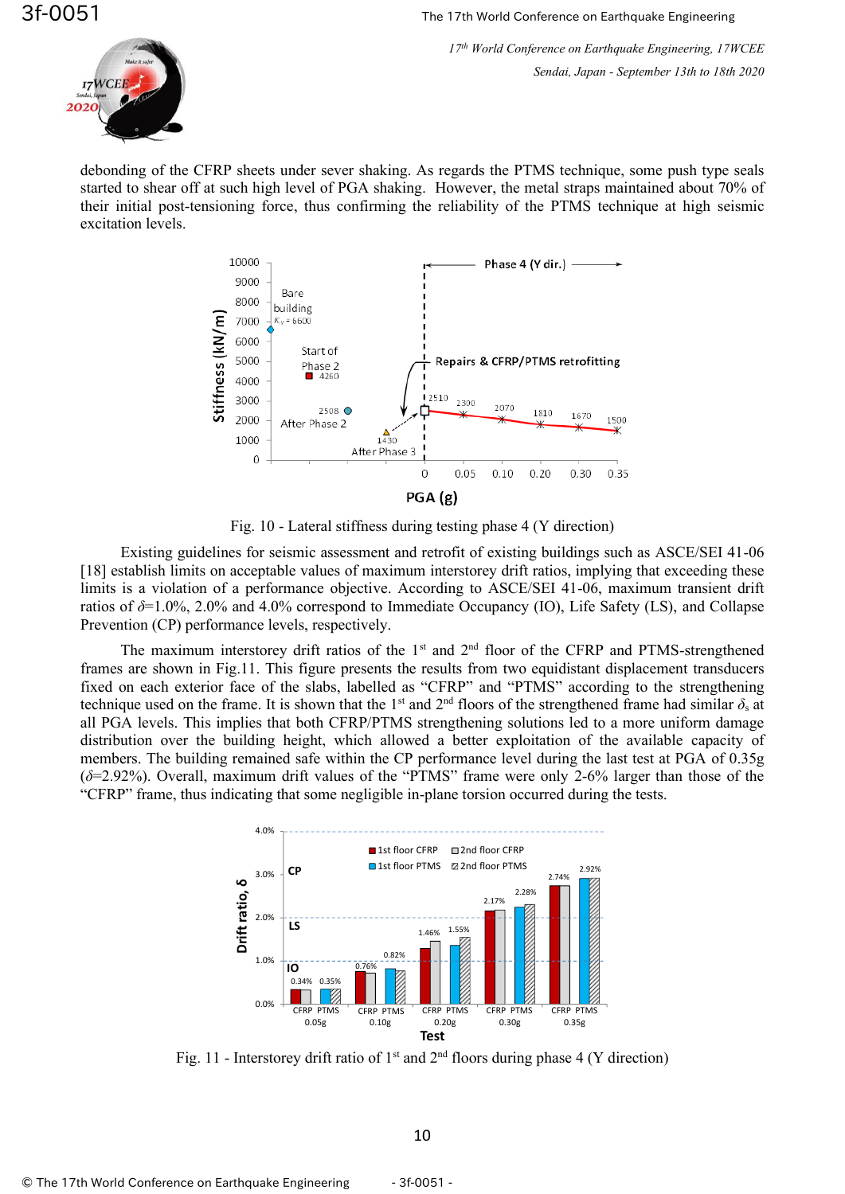debonding of the CFRP sheets under sever shaking. As regards the PTMS technique, some push type seals started to shear off at such high level of PGA shaking. However, the metal straps maintained about 70% of their initial post-tensioning force, thus confirming the reliability of the PTMS technique at high seismic excitation levels.

Fig. 10 - Lateral stiffness during testing phase 4 (Y direction)

Existing guidelines for seismic assessment and retrofit of existing buildings such as ASCE/SEI 41-06 [18] establish limits on acceptable values of maximum interstorey drift ratios, implying that exceeding these limits is a violation of a performance objective. According to ASCE/SEI 41-06, maximum transient drift ratios of $\delta$=1.0%, 2.0% and 4.0% correspond to Immediate Occupancy (IO), Life Safety (LS), and Collapse Prevention (CP) performance levels, respectively.

The maximum interstorey drift ratios of the 1st and 2nd floor of the CFRP and PTMS-strengthened frames are shown in Fig.11. This figure presents the results from two equidistant displacement transducers fixed on each exterior face of the slabs, labelled as "CFRP" and "PTMS" according to the strengthening technique used on the frame. It is shown that the 1st and 2nd floors of the strengthened frame had similar $\delta_s$ at all PGA levels. This implies that both CFRP/PTMS strengthening solutions led to a more uniform damage distribution over the building height, which allowed a better exploitation of the available capacity of members. The building remained safe within the CP performance level during the last test at PGA of 0.35g ($\delta$=2.92%). Overall, maximum drift values of the "PTMS" frame were only 2-6% larger than those of the "CFRP" frame, thus indicating that some negligible in-plane torsion occurred during the tests.

Fig. 11 - Interstorey drift ratio of 1st and 2nd floors during phase 4 (Y direction)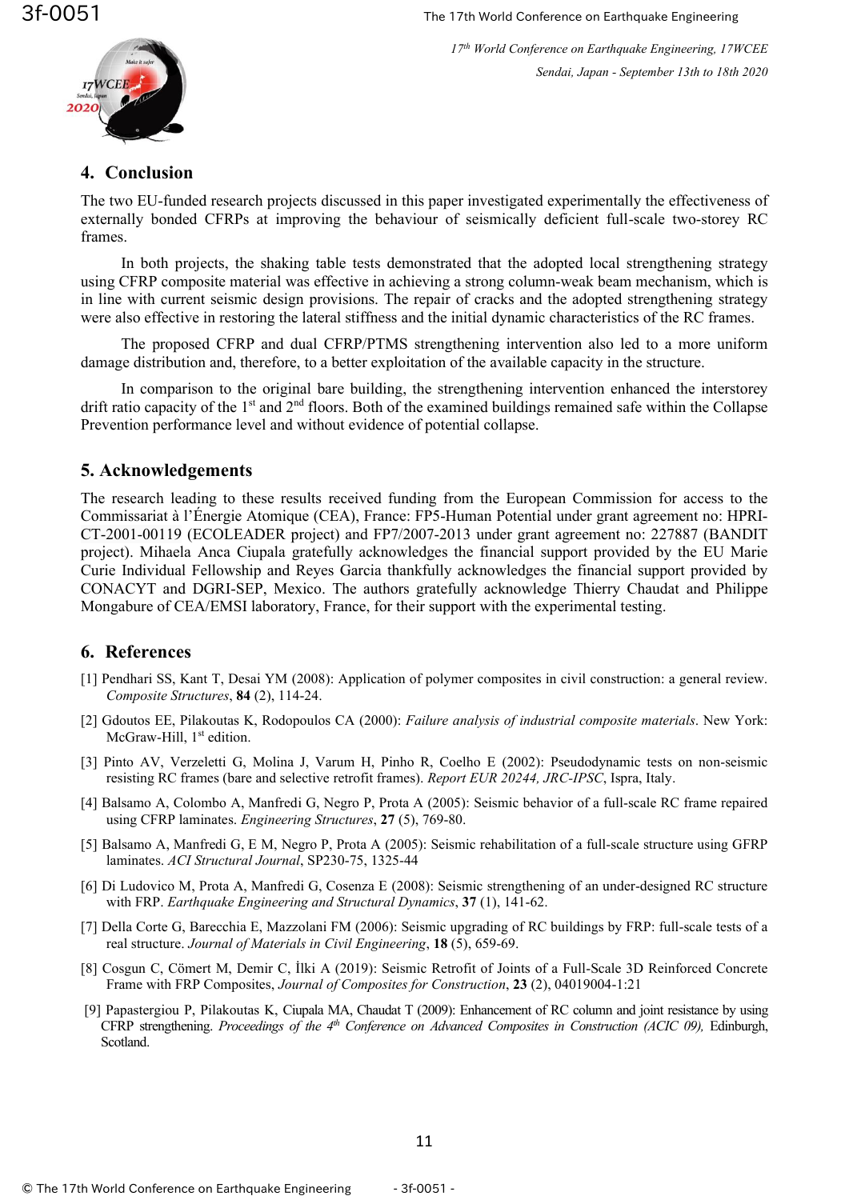## 4. Conclusion

The two EU-funded research projects discussed in this paper investigated experimentally the effectiveness of externally bonded CFRPs at improving the behaviour of seismically deficient full-scale two-storey RC frames.

In both projects, the shaking table tests demonstrated that the adopted local strengthening strategy using CFRP composite material was effective in achieving a strong column-weak beam mechanism, which is in line with current seismic design provisions. The repair of cracks and the adopted strengthening strategy were also effective in restoring the lateral stiffness and the initial dynamic characteristics of the RC frames.

The proposed CFRP and dual CFRP/PTMS strengthening intervention also led to a more uniform damage distribution and, therefore, to a better exploitation of the available capacity in the structure.

In comparison to the original bare building, the strengthening intervention enhanced the interstorey drift ratio capacity of the 1st and 2nd floors. Both of the examined buildings remained safe within the Collapse Prevention performance level and without evidence of potential collapse.

## 5. Acknowledgements

The research leading to these results received funding from the European Commission for access to the Commissariat à l'Énergie Atomique (CEA), France: FP5-Human Potential under grant agreement no: HPRI-CT-2001-00119 (ECOLEADER project) and FP7/2007-2013 under grant agreement no: 227887 (BANDIT project). Mihaela Anca Ciupala gratefully acknowledges the financial support provided by the EU Marie Curie Individual Fellowship and Reyes Garcia thankfully acknowledges the financial support provided by CONACYT and DGRI-SEP, Mexico. The authors gratefully acknowledge Thierry Chaudat and Philippe Mongabure of CEA/EMSI laboratory, France, for their support with the experimental testing.

## 6. References

[1] Pendhari SS, Kant T, Desai YM (2008): Application of polymer composites in civil construction: a general review. *Composite Structures*, **84** (2), 114-24.

[2] Gdoutos EE, Pilakoutas K, Rodopoulos CA (2000): *Failure analysis of industrial composite materials*. New York: McGraw-Hill, 1st edition.

[3] Pinto AV, Verzeletti G, Molina J, Varum H, Pinho R, Coelho E (2002): Pseudodynamic tests on non-seismic resisting RC frames (bare and selective retrofit frames). *Report EUR 20244, JRC-IPSC*, Ispra, Italy.

[4] Balsamo A, Colombo A, Manfredi G, Negro P, Prota A (2005): Seismic behavior of a full-scale RC frame repaired using CFRP laminates. *Engineering Structures*, **27** (5), 769-80.

[5] Balsamo A, Manfredi G, E M, Negro P, Prota A (2005): Seismic rehabilitation of a full-scale structure using GFRP laminates. *ACI Structural Journal*, SP230-75, 1325-44

[6] Di Ludovico M, Prota A, Manfredi G, Cosenza E (2008): Seismic strengthening of an under-designed RC structure with FRP. *Earthquake Engineering and Structural Dynamics*, **37** (1), 141-62.

[7] Della Corte G, Barecchia E, Mazzolani FM (2006): Seismic upgrading of RC buildings by FRP: full-scale tests of a real structure. *Journal of Materials in Civil Engineering*, **18** (5), 659-69.

[8] Cosgun C, Cömert M, Demir C, İlki A (2019): Seismic Retrofit of Joints of a Full-Scale 3D Reinforced Concrete Frame with FRP Composites, *Journal of Composites for Construction*, **23** (2), 04019004-1:21

[9] Papastergiou P, Pilakoutas K, Ciupala MA, Chaudat T (2009): Enhancement of RC column and joint resistance by using CFRP strengthening. *Proceedings of the 4th Conference on Advanced Composites in Construction (ACIC 09),* Edinburgh, Scotland.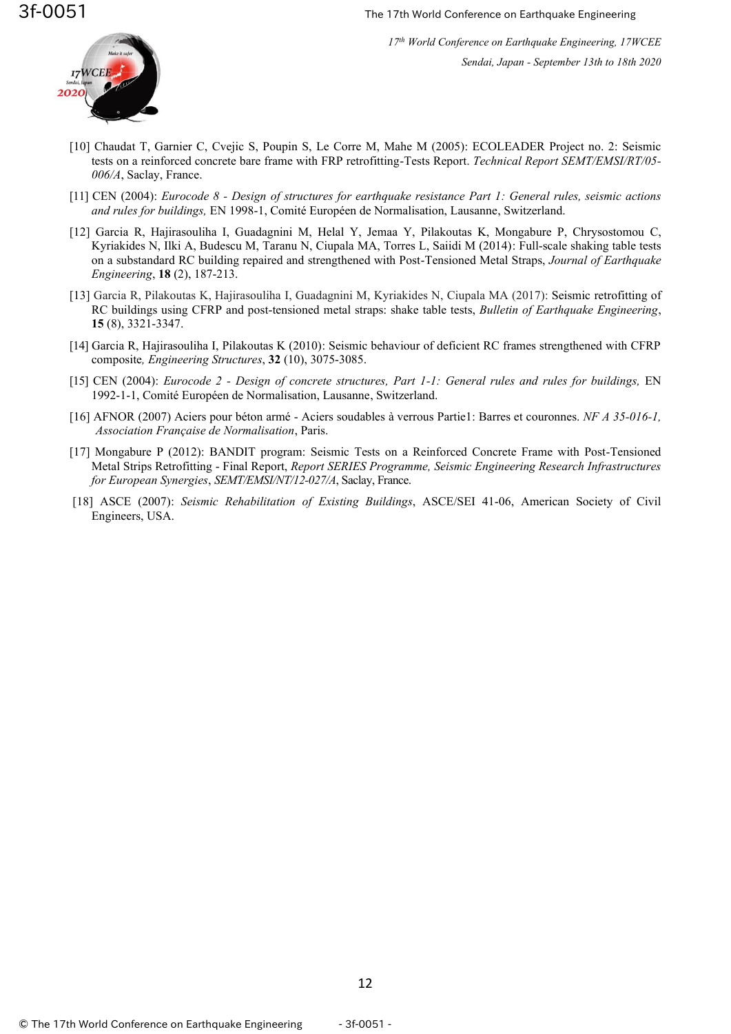[10] Chaudat T, Garnier C, Cvejic S, Poupin S, Le Corre M, Mahe M (2005): ECOLEADER Project no. 2: Seismic tests on a reinforced concrete bare frame with FRP retrofitting-Tests Report. *Technical Report SEMT/EMSI/RT/05-006/A*, Saclay, France.

[11] CEN (2004): *Eurocode 8 - Design of structures for earthquake resistance Part 1: General rules, seismic actions and rules for buildings,* EN 1998-1, Comité Européen de Normalisation, Lausanne, Switzerland.

[12] Garcia R, Hajirasouliha I, Guadagnini M, Helal Y, Jemaa Y, Pilakoutas K, Mongabure P, Chrysostomou C, Kyriakides N, Ilki A, Budescu M, Taranu N, Ciupala MA, Torres L, Saiidi M (2014): Full-scale shaking table tests on a substandard RC building repaired and strengthened with Post-Tensioned Metal Straps, *Journal of Earthquake Engineering*, **18** (2), 187-213.

[13] Garcia R, Pilakoutas K, Hajirasouliha I, Guadagnini M, Kyriakides N, Ciupala MA (2017): Seismic retrofitting of RC buildings using CFRP and post-tensioned metal straps: shake table tests, *Bulletin of Earthquake Engineering*, **15** (8), 3321-3347.

[14] Garcia R, Hajirasouliha I, Pilakoutas K (2010): Seismic behaviour of deficient RC frames strengthened with CFRP composite*, Engineering Structures*, **32** (10), 3075-3085.

[15] CEN (2004): *Eurocode 2 - Design of concrete structures, Part 1-1: General rules and rules for buildings,* EN 1992-1-1, Comité Européen de Normalisation, Lausanne, Switzerland.

[16] AFNOR (2007) Aciers pour béton armé - Aciers soudables à verrous Partie1: Barres et couronnes. *NF A 35-016-1, Association Française de Normalisation*, Paris.

[17] Mongabure P (2012): BANDIT program: Seismic Tests on a Reinforced Concrete Frame with Post-Tensioned Metal Strips Retrofitting - Final Report, *Report SERIES Programme, Seismic Engineering Research Infrastructures for European Synergies*, *SEMT/EMSI/NT/12-027/A*, Saclay, France.

[18] ASCE (2007): *Seismic Rehabilitation of Existing Buildings*, ASCE/SEI 41-06, American Society of Civil Engineers, USA.